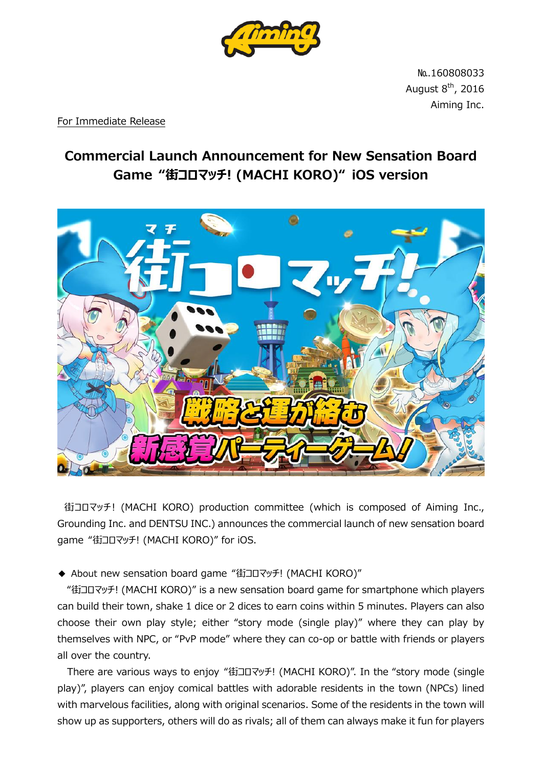No.160808033
August 8th, 2016
Aiming Inc.

For Immediate Release

# Commercial Launch Announcement for New Sensation Board Game "街コロマッチ! (MACHI KORO)" iOS version

街コロマッチ! (MACHI KORO) production committee (which is composed of Aiming Inc., Grounding Inc. and DENTSU INC.) announces the commercial launch of new sensation board game "街コロマッチ! (MACHI KORO)" for iOS.

◆ About new sensation board game "街コロマッチ! (MACHI KORO)"

"街コロマッチ! (MACHI KORO)" is a new sensation board game for smartphone which players can build their town, shake 1 dice or 2 dices to earn coins within 5 minutes. Players can also choose their own play style; either "story mode (single play)" where they can play by themselves with NPC, or "PvP mode" where they can co-op or battle with friends or players all over the country.

There are various ways to enjoy "街コロマッチ! (MACHI KORO)". In the "story mode (single play)", players can enjoy comical battles with adorable residents in the town (NPCs) lined with marvelous facilities, along with original scenarios. Some of the residents in the town will show up as supporters, others will do as rivals; all of them can always make it fun for players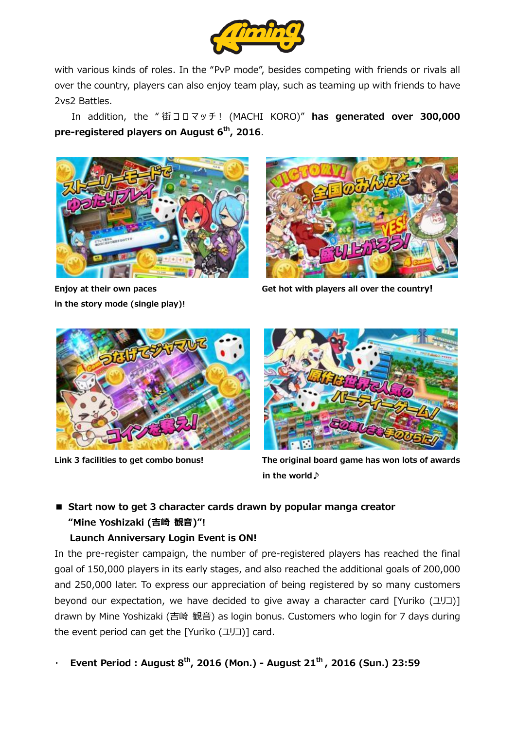with various kinds of roles. In the "PvP mode", besides competing with friends or rivals all over the country, players can also enjoy team play, such as teaming up with friends to have 2vs2 Battles.

In addition, the "街コロマッチ！ (MACHI KORO)" **has generated over 300,000 pre-registered players on August 6th, 2016**.

**Enjoy at their own paces in the story mode (single play)!**

**Get hot with players all over the country!**

**Link 3 facilities to get combo bonus!**

**The original board game has won lots of awards in the world♪**

■ **Start now to get 3 character cards drawn by popular manga creator "Mine Yoshizaki (吉崎 観音)"!**
**Launch Anniversary Login Event is ON!**

In the pre-register campaign, the number of pre-registered players has reached the final goal of 150,000 players in its early stages, and also reached the additional goals of 200,000 and 250,000 later. To express our appreciation of being registered by so many customers beyond our expectation, we have decided to give away a character card [Yuriko (ユリコ)] drawn by Mine Yoshizaki (吉崎 観音) as login bonus. Customers who login for 7 days during the event period can get the [Yuriko (ユリコ)] card.

・ **Event Period : August 8th, 2016 (Mon.) - August 21th, 2016 (Sun.) 23:59**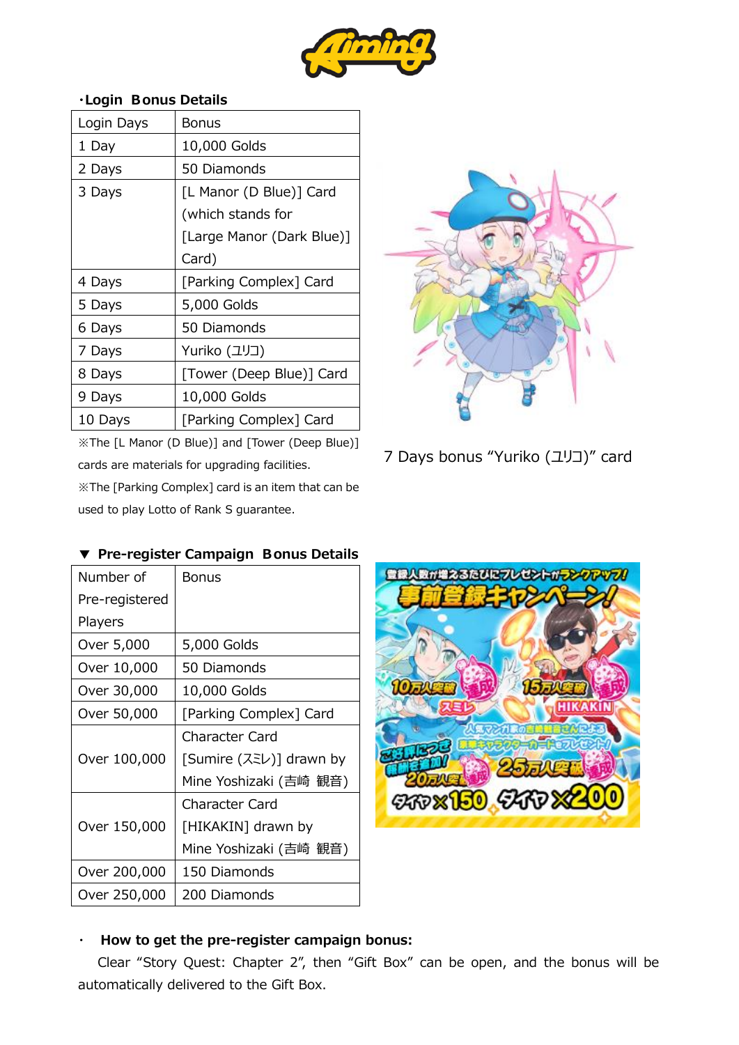**・Login Bonus Details**

| Login Days | Bonus |
|---|---|
| 1 Day | 10,000 Golds |
| 2 Days | 50 Diamonds |
| 3 Days | [L Manor (D Blue)] Card (which stands for [Large Manor (Dark Blue)] Card) |
| 4 Days | [Parking Complex] Card |
| 5 Days | 5,000 Golds |
| 6 Days | 50 Diamonds |
| 7 Days | Yuriko (ユリコ) |
| 8 Days | [Tower (Deep Blue)] Card |
| 9 Days | 10,000 Golds |
| 10 Days | [Parking Complex] Card |

※The [L Manor (D Blue)] and [Tower (Deep Blue)] cards are materials for upgrading facilities.

※The [Parking Complex] card is an item that can be used to play Lotto of Rank S guarantee.

7 Days bonus "Yuriko (ユリコ)" card

**▼ Pre-register Campaign Bonus Details**

| Number of Pre-registered Players | Bonus |
|---|---|
| Over 5,000 | 5,000 Golds |
| Over 10,000 | 50 Diamonds |
| Over 30,000 | 10,000 Golds |
| Over 50,000 | [Parking Complex] Card |
| Over 100,000 | Character Card [Sumire (スミレ)] drawn by Mine Yoshizaki (吉崎 観音) |
| Over 150,000 | Character Card [HIKAKIN] drawn by Mine Yoshizaki (吉崎 観音) |
| Over 200,000 | 150 Diamonds |
| Over 250,000 | 200 Diamonds |

・ **How to get the pre-register campaign bonus:**

Clear "Story Quest: Chapter 2", then "Gift Box" can be open, and the bonus will be automatically delivered to the Gift Box.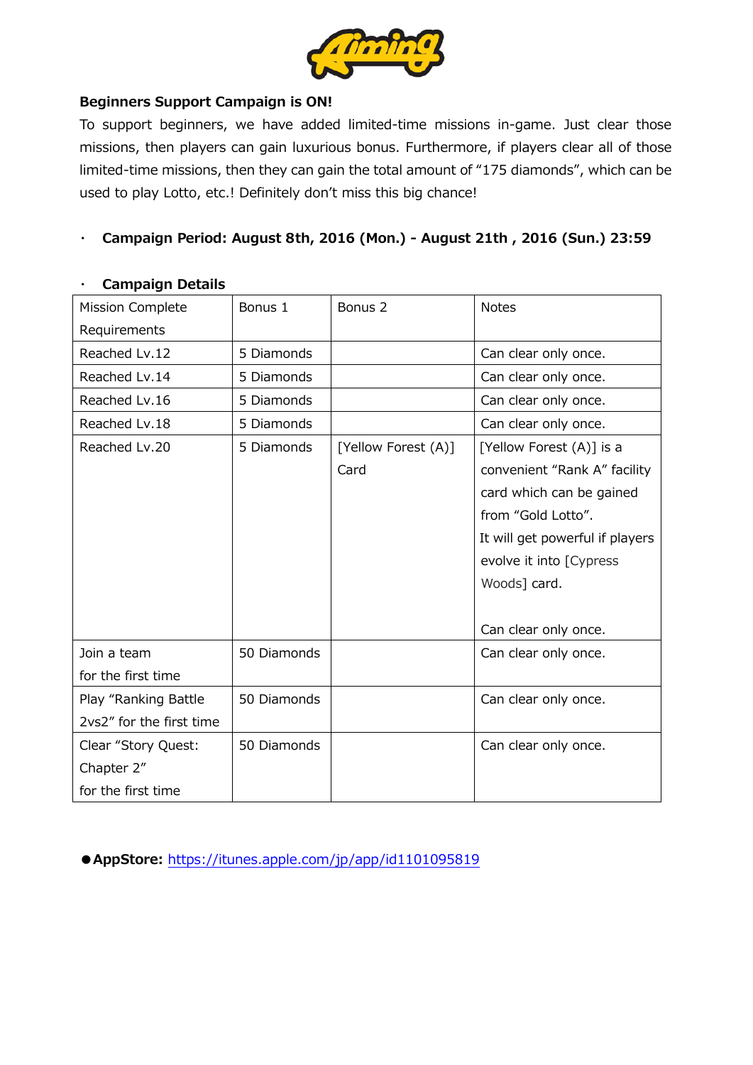**Beginners Support Campaign is ON!**

To support beginners, we have added limited-time missions in-game. Just clear those missions, then players can gain luxurious bonus. Furthermore, if players clear all of those limited-time missions, then they can gain the total amount of "175 diamonds", which can be used to play Lotto, etc.! Definitely don't miss this big chance!

・ **Campaign Period: August 8th, 2016 (Mon.) - August 21th , 2016 (Sun.) 23:59**

・ **Campaign Details**

| Mission Complete Requirements | Bonus 1 | Bonus 2 | Notes |
|---|---|---|---|
| Reached Lv.12 | 5 Diamonds | | Can clear only once. |
| Reached Lv.14 | 5 Diamonds | | Can clear only once. |
| Reached Lv.16 | 5 Diamonds | | Can clear only once. |
| Reached Lv.18 | 5 Diamonds | | Can clear only once. |
| Reached Lv.20 | 5 Diamonds | [Yellow Forest (A)] Card | [Yellow Forest (A)] is a convenient "Rank A" facility card which can be gained from "Gold Lotto". It will get powerful if players evolve it into [Cypress Woods] card. Can clear only once. |
| Join a team for the first time | 50 Diamonds | | Can clear only once. |
| Play "Ranking Battle 2vs2" for the first time | 50 Diamonds | | Can clear only once. |
| Clear "Story Quest: Chapter 2" for the first time | 50 Diamonds | | Can clear only once. |

● **AppStore:** https://itunes.apple.com/jp/app/id1101095819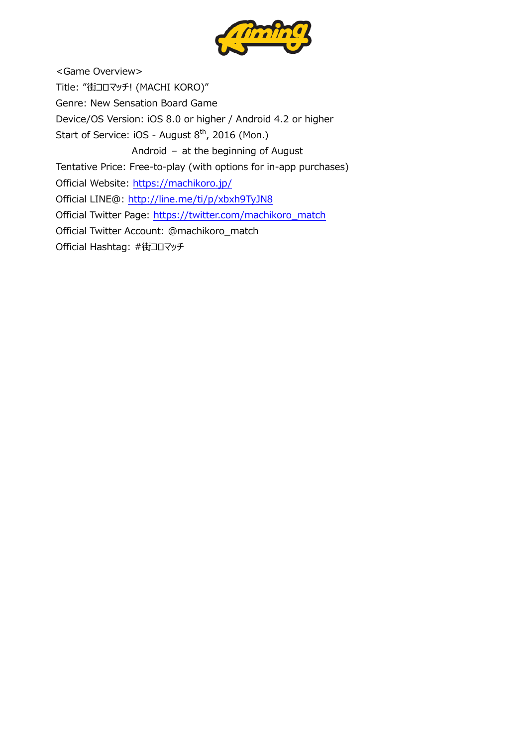<Game Overview>

Title: "街コロマッチ! (MACHI KORO)"

Genre: New Sensation Board Game

Device/OS Version: iOS 8.0 or higher / Android 4.2 or higher

Start of Service: iOS - August 8th, 2016 (Mon.)

Android – at the beginning of August

Tentative Price: Free-to-play (with options for in-app purchases)

Official Website: https://machikoro.jp/

Official LINE@: http://line.me/ti/p/xbxh9TyJN8

Official Twitter Page: https://twitter.com/machikoro_match

Official Twitter Account: @machikoro_match

Official Hashtag: #街コロマッチ